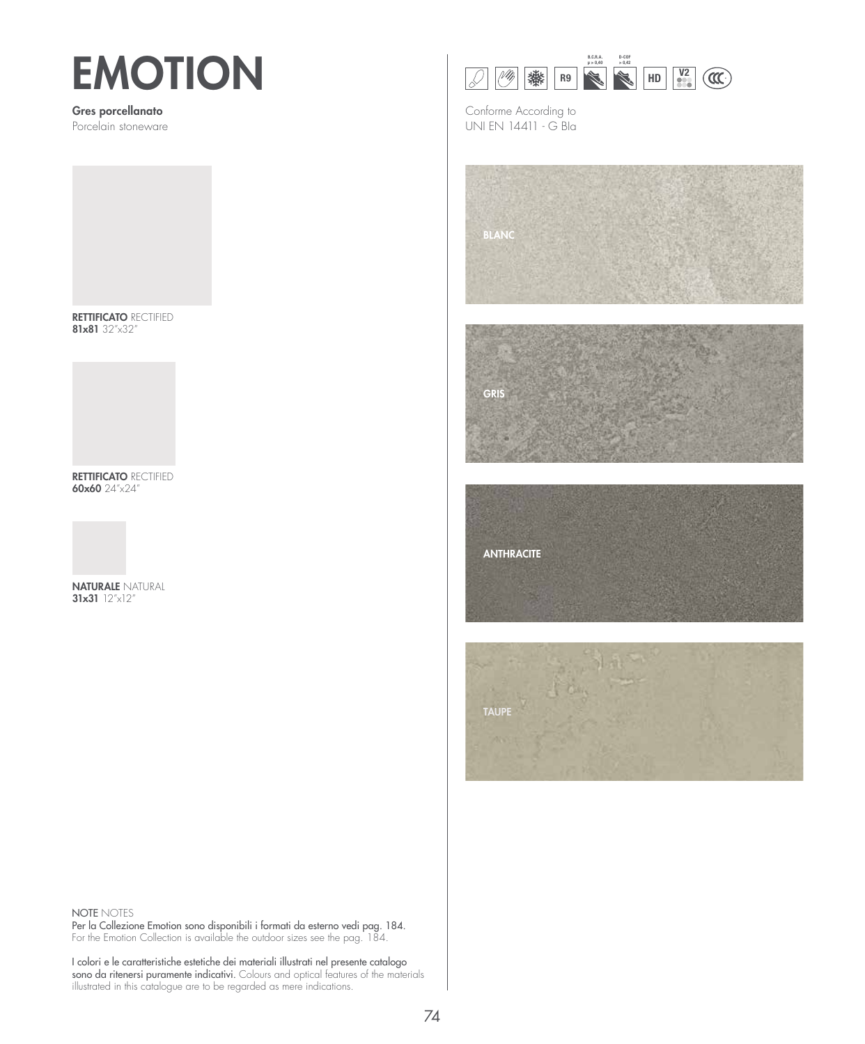# EMOTION

**Gres porcellanato**
Porcelain stoneware

**RETTIFICATO** RECTIFIED
**81x81** 32"x32"

**RETTIFICATO** RECTIFIED
**60x60** 24"x24"

**NATURALE** NATURAL
**31x31** 12"x12"

B.C.R.A. μ > 0,40 — D-COF > 0,42 — R9 — HD — V2

Conforme According to
UNI EN 14411 - G BIa

BLANC

GRIS

ANTHRACITE

TAUPE

NOTE NOTES
Per la Collezione Emotion sono disponibili i formati da esterno vedi pag. 184.
For the Emotion Collection is available the outdoor sizes see the pag. 184.

I colori e le caratteristiche estetiche dei materiali illustrati nel presente catalogo sono da ritenersi puramente indicativi. Colours and optical features of the materials illustrated in this catalogue are to be regarded as mere indications.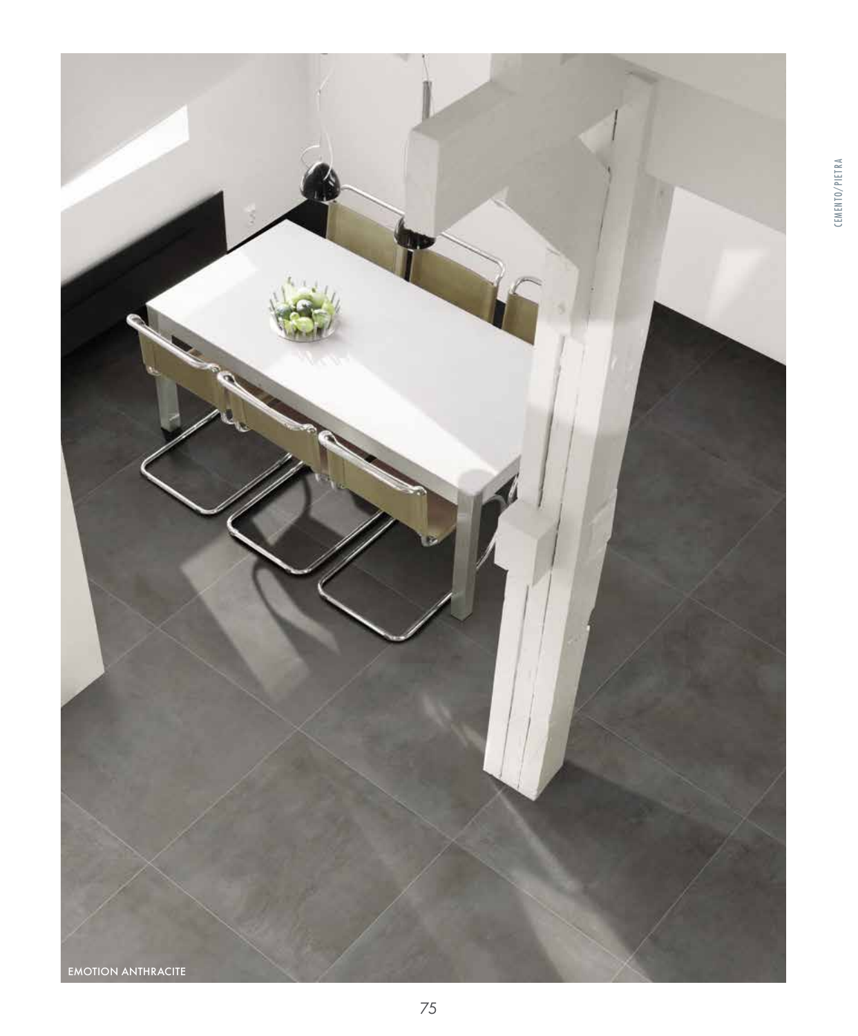EMOTION ANTHRACITE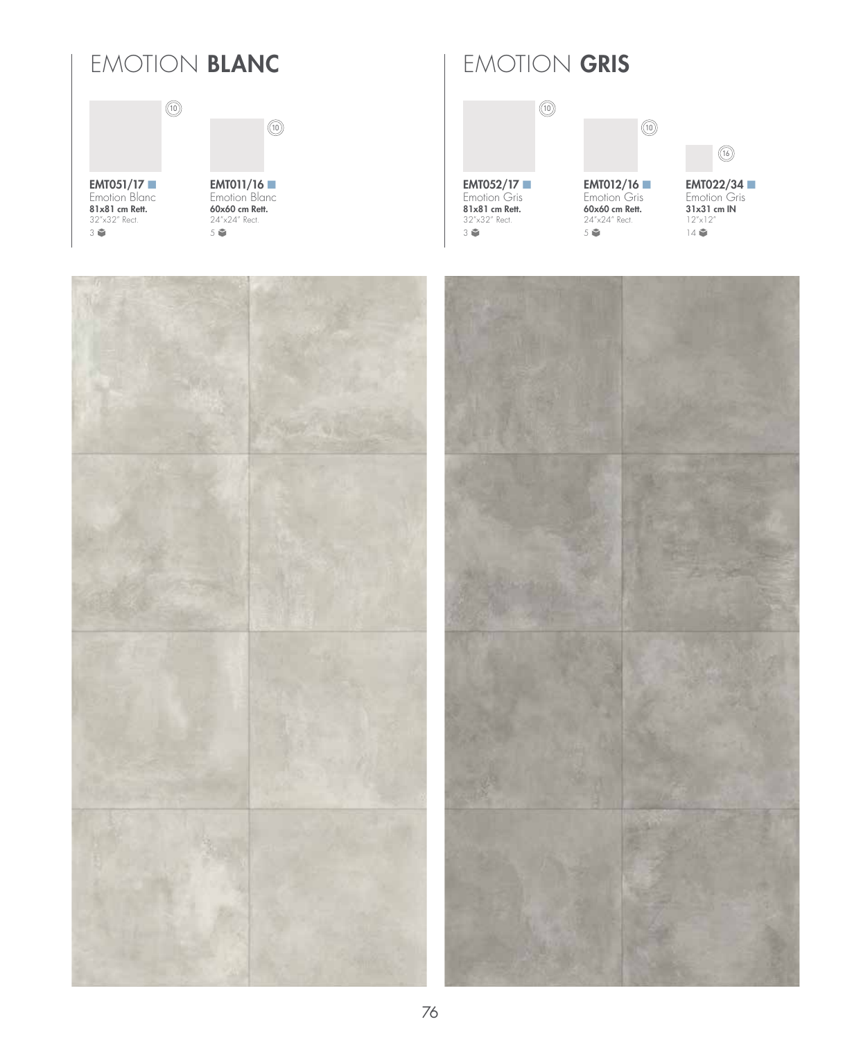# EMOTION **BLANC**

(10)

**EMT051/17**
Emotion Blanc
**81x81 cm Rett.**
32"x32" Rect.
3

(10)

**EMT011/16**
Emotion Blanc
**60x60 cm Rett.**
24"x24" Rect.
5

# EMOTION **GRIS**

(10)

**EMT052/17**
Emotion Gris
**81x81 cm Rett.**
32"x32" Rect.
3

(10)

**EMT012/16**
Emotion Gris
**60x60 cm Rett.**
24"x24" Rect.
5

(16)

**EMT022/34**
Emotion Gris
**31x31 cm IN**
12"x12"
14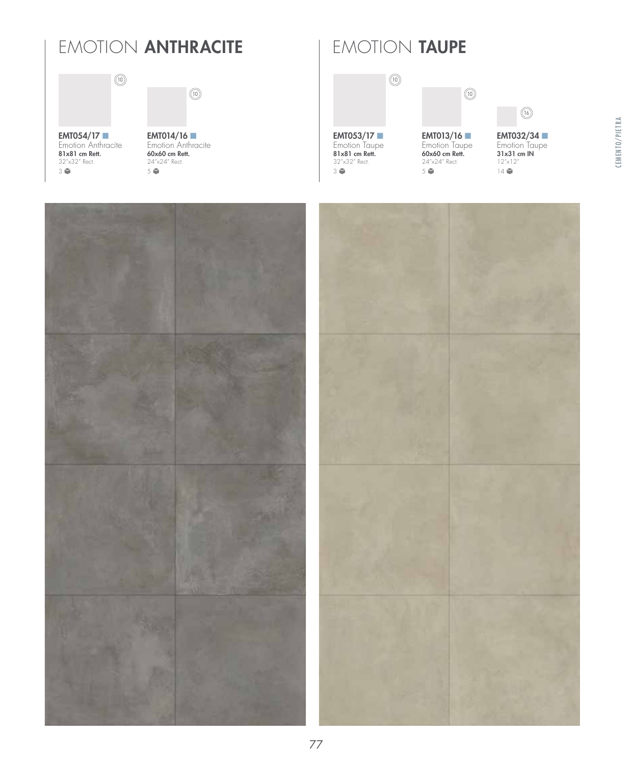# EMOTION **ANTHRACITE**

(10)

**EMT054/17**
Emotion Anthracite
**81x81 cm Rett.**
32"x32" Rect.
3

(10)

**EMT014/16**
Emotion Anthracite
**60x60 cm Rett.**
24"x24" Rect.
5

# EMOTION **TAUPE**

(10)

**EMT053/17**
Emotion Taupe
**81x81 cm Rett.**
32"x32" Rect.
3

(10)

**EMT013/16**
Emotion Taupe
**60x60 cm Rett.**
24"x24" Rect.
5

(16)

**EMT032/34**
Emotion Taupe
**31x31 cm IN**
12"x12"
14

CEMENTO/PIETRA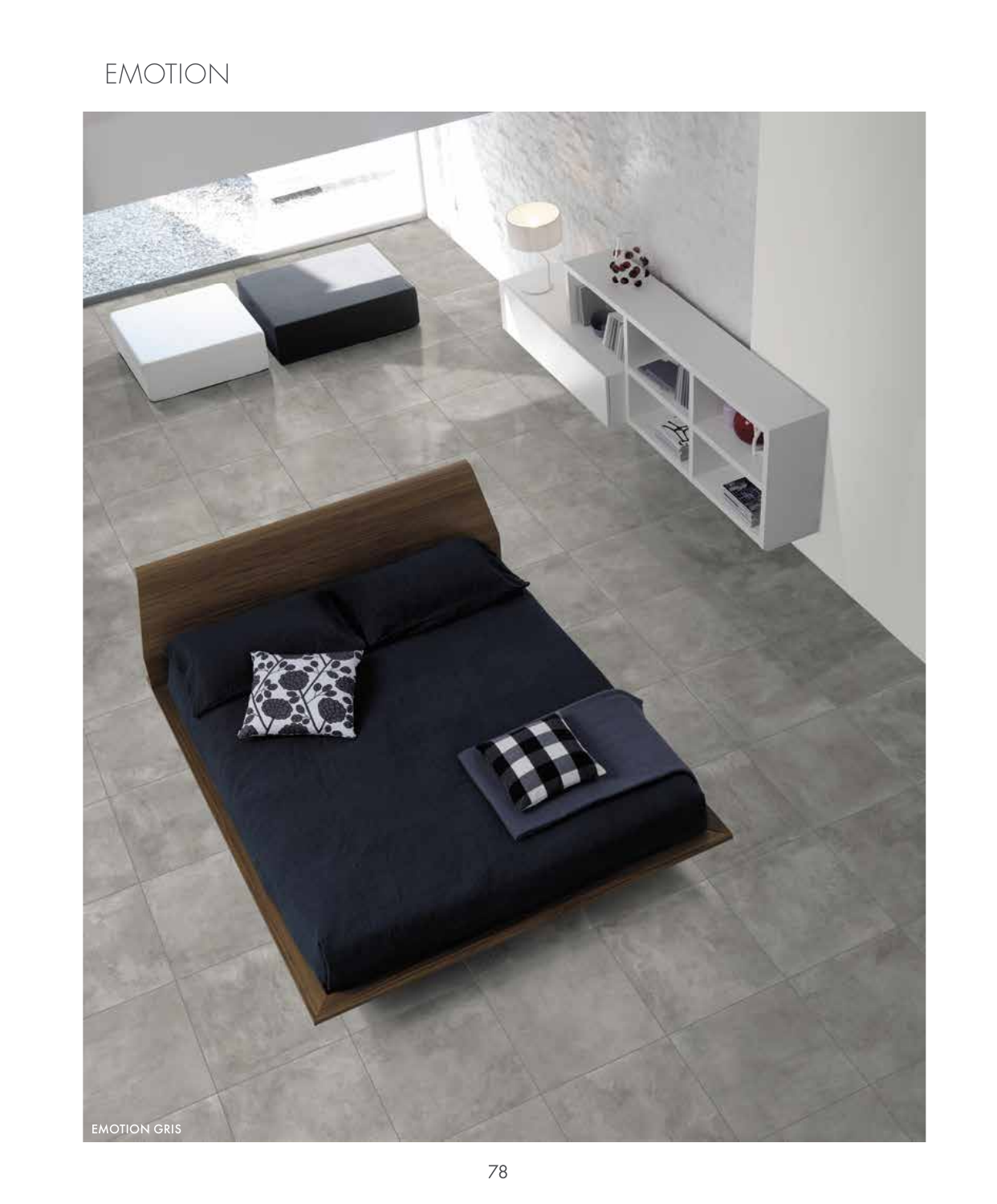# EMOTION

EMOTION GRIS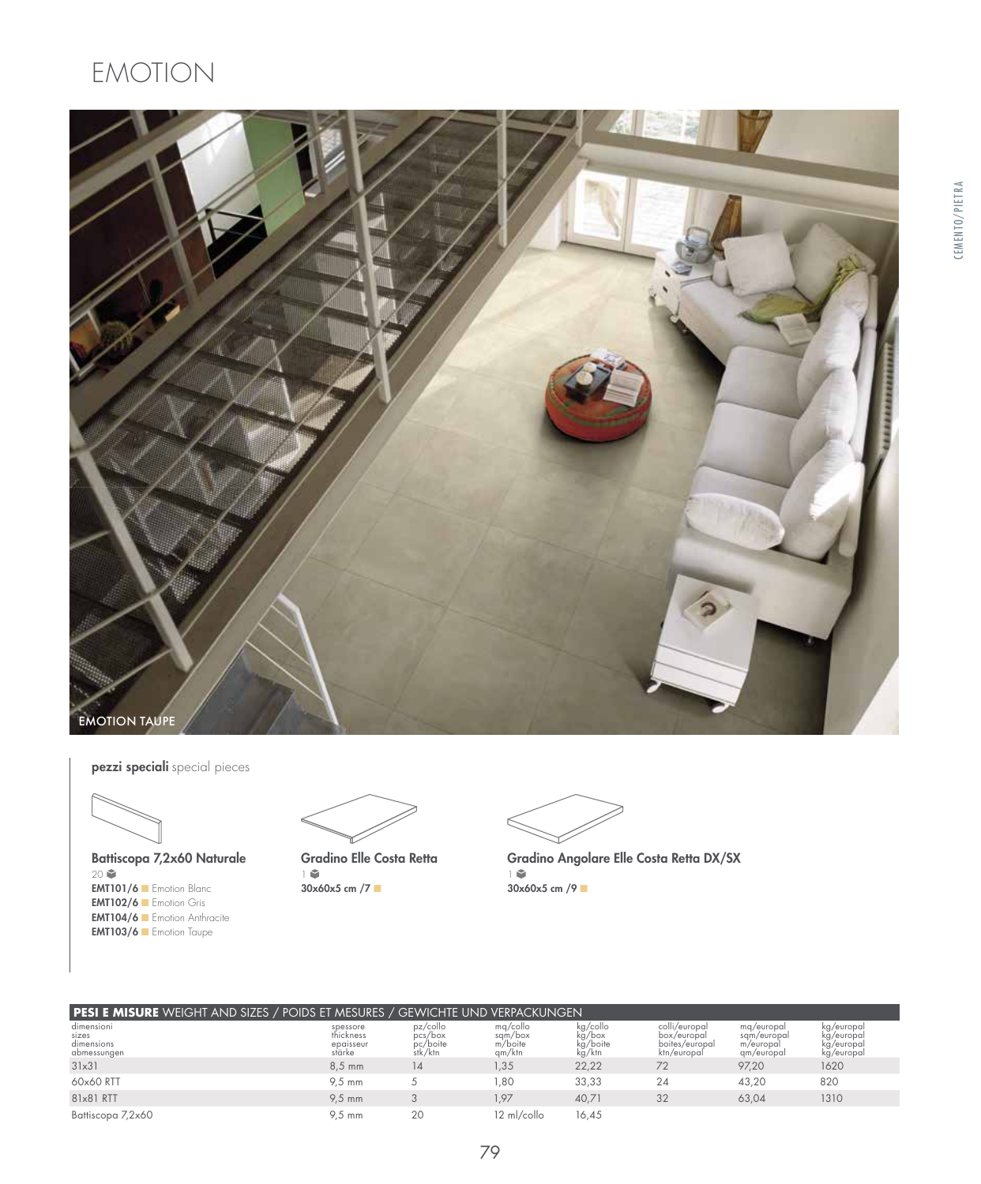# EMOTION

EMOTION TAUPE

**pezzi speciali** special pieces

**Battiscopa 7,2x60 Naturale**
20
**EMT101/6** Emotion Blanc
**EMT102/6** Emotion Gris
**EMT104/6** Emotion Anthracite
**EMT103/6** Emotion Taupe

**Gradino Elle Costa Retta**
1
**30x60x5 cm /7**

**Gradino Angolare Elle Costa Retta DX/SX**
1
**30x60x5 cm /9**

**PESI E MISURE** WEIGHT AND SIZES / POIDS ET MESURES / GEWICHTE UND VERPACKUNGEN

| dimensioni sizes dimensions abmessungen | spessore thickness epaisseur stärke | pz/collo pcs/box pc/boite stk/ktn | mq/collo sqm/box m/boite qm/ktn | kg/collo kg/box kg/boite kg/ktn | colli/europal box/europal boites/europal ktn/europal | mq/europal sqm/europal m/europal qm/europal | kg/europal kg/europal kg/europal kg/europal |
|---|---|---|---|---|---|---|---|
| 31x31 | 8,5 mm | 14 | 1,35 | 22,22 | 72 | 97,20 | 1620 |
| 60x60 RTT | 9,5 mm | 5 | 1,80 | 33,33 | 24 | 43,20 | 820 |
| 81x81 RTT | 9,5 mm | 3 | 1,97 | 40,71 | 32 | 63,04 | 1310 |
| Battiscopa 7,2x60 | 9,5 mm | 20 | 12 ml/collo | 16,45 | | | |